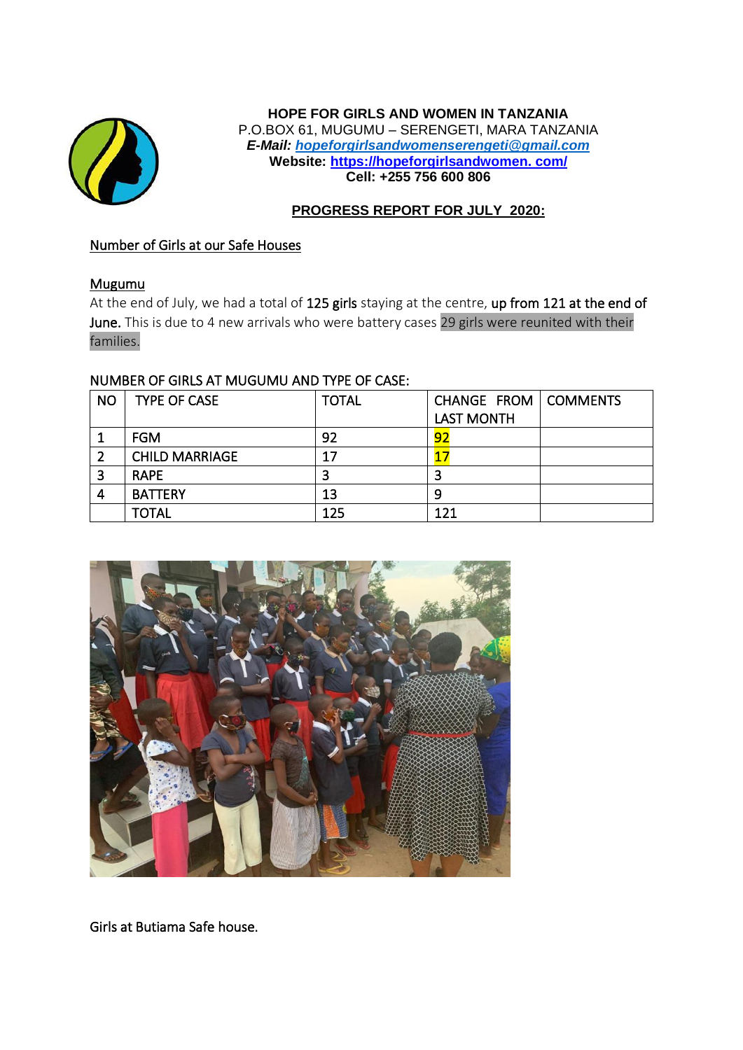**HOPE FOR GIRLS AND WOMEN IN TANZANIA**
P.O.BOX 61, MUGUMU – SERENGETI, MARA TANZANIA
***E-Mail:*** ***hopeforgirlsandwomenserengeti@gmail.com***
**Website: https://hopeforgirlsandwomen. com/**
**Cell: +255 756 600 806**

## PROGRESS REPORT FOR JULY 2020:

### Number of Girls at our Safe Houses

### Mugumu

At the end of July, we had a total of **125 girls** staying at the centre, **up from 121 at the end of June.** This is due to 4 new arrivals who were battery cases 29 girls were reunited with their families.

NUMBER OF GIRLS AT MUGUMU AND TYPE OF CASE:

| NO | TYPE OF CASE | TOTAL | CHANGE FROM LAST MONTH | COMMENTS |
|---|---|---|---|---|
| 1 | FGM | 92 | 92 | |
| 2 | CHILD MARRIAGE | 17 | 17 | |
| 3 | RAPE | 3 | 3 | |
| 4 | BATTERY | 13 | 9 | |
| | TOTAL | 125 | 121 | |

Girls at Butiama Safe house.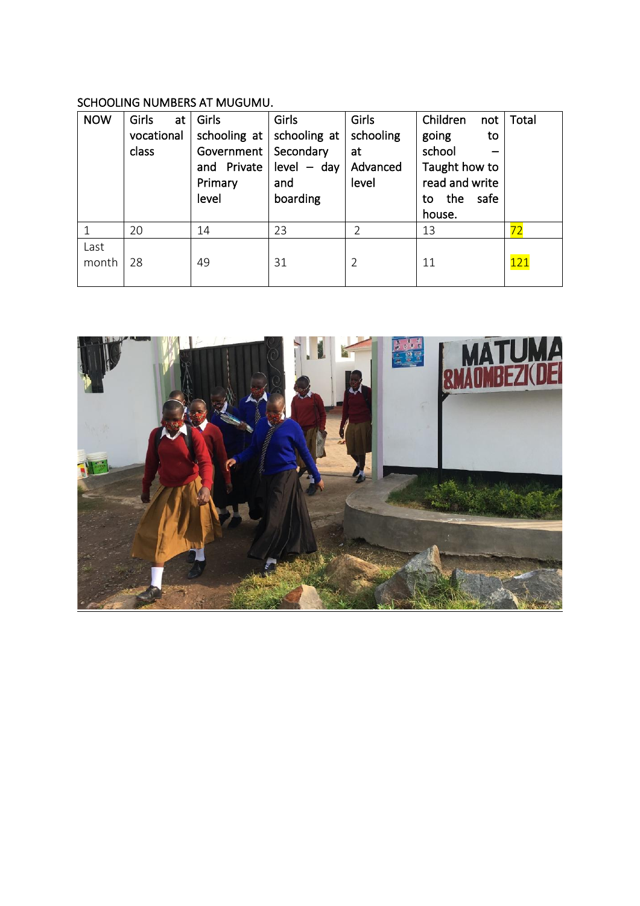SCHOOLING NUMBERS AT MUGUMU.

| NOW | Girls at vocational class | Girls schooling at Government and Private Primary level | Girls schooling at Secondary level – day and boarding | Girls schooling at Advanced level | Children not going to school – Taught how to read and write to the safe house. | Total |
|---|---|---|---|---|---|---|
| 1 | 20 | 14 | 23 | 2 | 13 | 72 |
| Last month | 28 | 49 | 31 | 2 | 11 | 121 |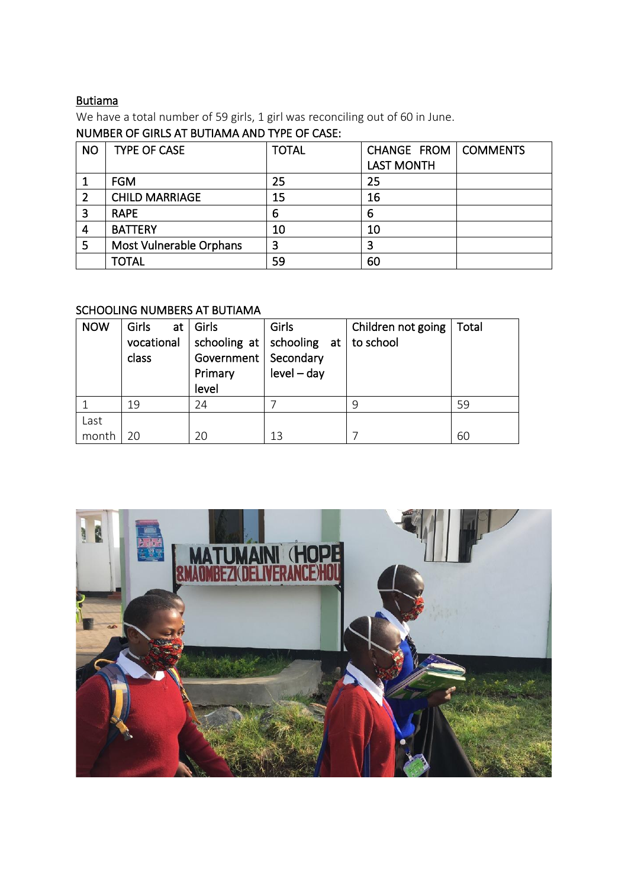<u>Butiama</u>

We have a total number of 59 girls, 1 girl was reconciling out of 60 in June.

NUMBER OF GIRLS AT BUTIAMA AND TYPE OF CASE:

| NO | TYPE OF CASE | TOTAL | CHANGE FROM LAST MONTH | COMMENTS |
|---|---|---|---|---|
| 1 | FGM | 25 | 25 | |
| 2 | CHILD MARRIAGE | 15 | 16 | |
| 3 | RAPE | 6 | 6 | |
| 4 | BATTERY | 10 | 10 | |
| 5 | Most Vulnerable Orphans | 3 | 3 | |
| | TOTAL | 59 | 60 | |

SCHOOLING NUMBERS AT BUTIAMA

| NOW | Girls at vocational class | Girls schooling at Government Primary level | Girls schooling at Secondary level – day | Children not going to school | Total |
|---|---|---|---|---|---|
| 1 | 19 | 24 | 7 | 9 | 59 |
| Last month | 20 | 20 | 13 | 7 | 60 |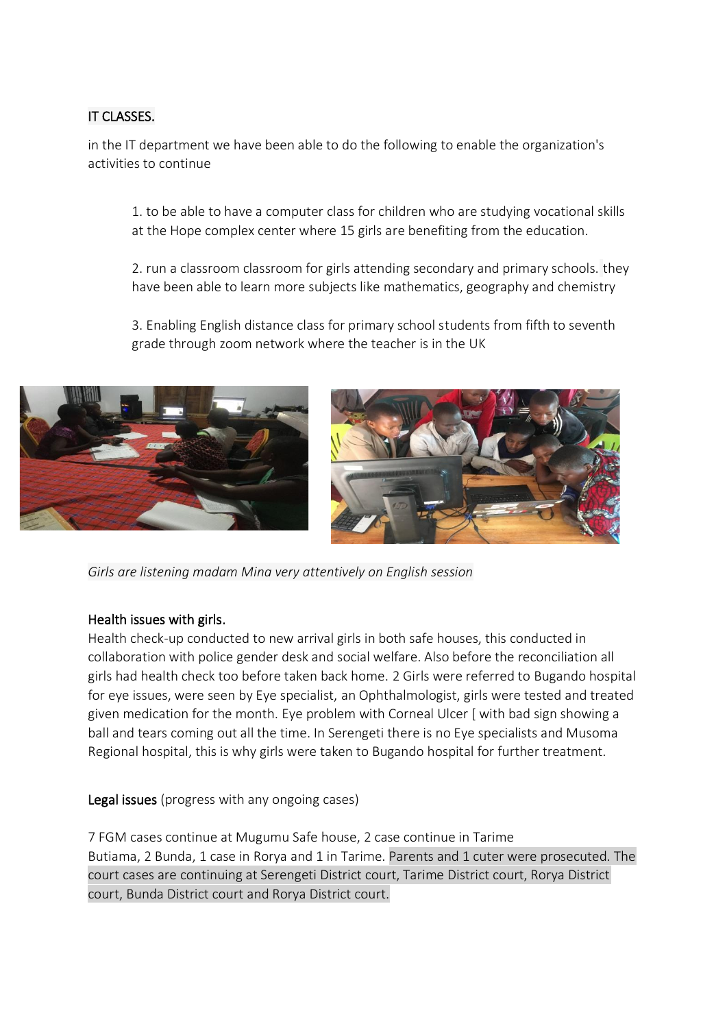IT CLASSES.

in the IT department we have been able to do the following to enable the organization's activities to continue

1. to be able to have a computer class for children who are studying vocational skills at the Hope complex center where 15 girls are benefiting from the education.

2. run a classroom classroom for girls attending secondary and primary schools. they have been able to learn more subjects like mathematics, geography and chemistry

3. Enabling English distance class for primary school students from fifth to seventh grade through zoom network where the teacher is in the UK

*Girls are listening madam Mina very attentively on English session*

Health issues with girls.

Health check-up conducted to new arrival girls in both safe houses, this conducted in collaboration with police gender desk and social welfare. Also before the reconciliation all girls had health check too before taken back home. 2 Girls were referred to Bugando hospital for eye issues, were seen by Eye specialist, an Ophthalmologist, girls were tested and treated given medication for the month. Eye problem with Corneal Ulcer [ with bad sign showing a ball and tears coming out all the time. In Serengeti there is no Eye specialists and Musoma Regional hospital, this is why girls were taken to Bugando hospital for further treatment.

Legal issues (progress with any ongoing cases)

7 FGM cases continue at Mugumu Safe house, 2 case continue in Tarime Butiama, 2 Bunda, 1 case in Rorya and 1 in Tarime. Parents and 1 cuter were prosecuted. The court cases are continuing at Serengeti District court, Tarime District court, Rorya District court, Bunda District court and Rorya District court.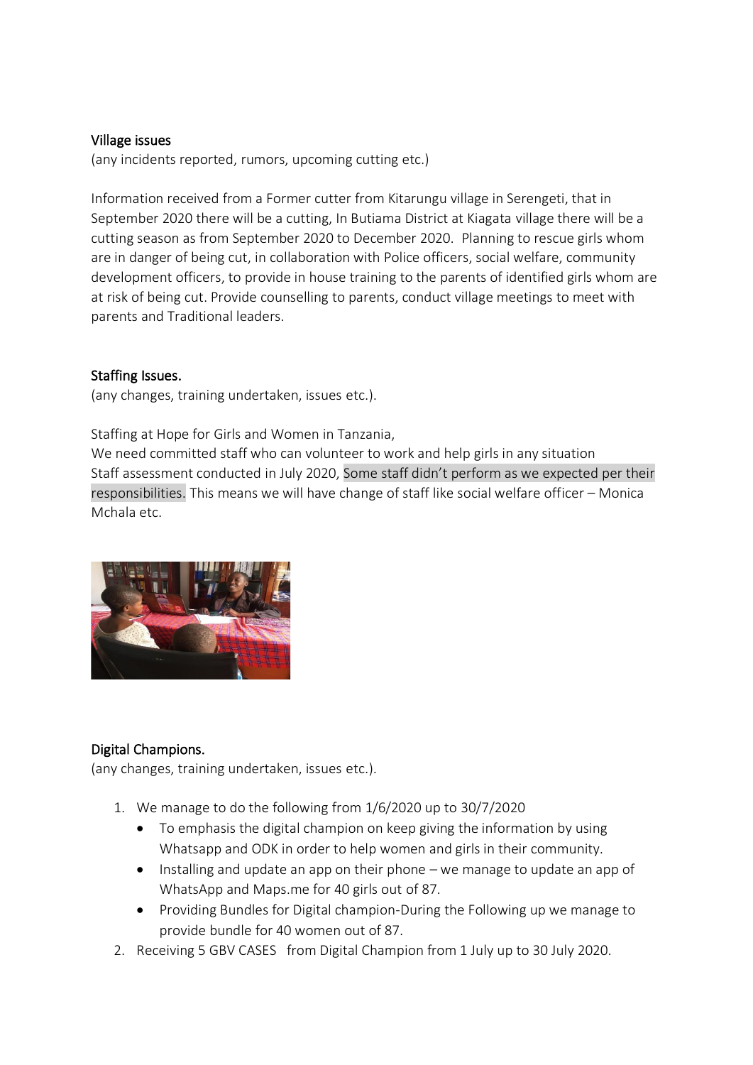## Village issues

(any incidents reported, rumors, upcoming cutting etc.)

Information received from a Former cutter from Kitarungu village in Serengeti, that in September 2020 there will be a cutting, In Butiama District at Kiagata village there will be a cutting season as from September 2020 to December 2020. Planning to rescue girls whom are in danger of being cut, in collaboration with Police officers, social welfare, community development officers, to provide in house training to the parents of identified girls whom are at risk of being cut. Provide counselling to parents, conduct village meetings to meet with parents and Traditional leaders.

## Staffing Issues.

(any changes, training undertaken, issues etc.).

Staffing at Hope for Girls and Women in Tanzania,
We need committed staff who can volunteer to work and help girls in any situation
Staff assessment conducted in July 2020, Some staff didn't perform as we expected per their responsibilities. This means we will have change of staff like social welfare officer – Monica Mchala etc.

## Digital Champions.

(any changes, training undertaken, issues etc.).

1. We manage to do the following from 1/6/2020 up to 30/7/2020
   - To emphasis the digital champion on keep giving the information by using Whatsapp and ODK in order to help women and girls in their community.
   - Installing and update an app on their phone – we manage to update an app of WhatsApp and Maps.me for 40 girls out of 87.
   - Providing Bundles for Digital champion-During the Following up we manage to provide bundle for 40 women out of 87.
2. Receiving 5 GBV CASES from Digital Champion from 1 July up to 30 July 2020.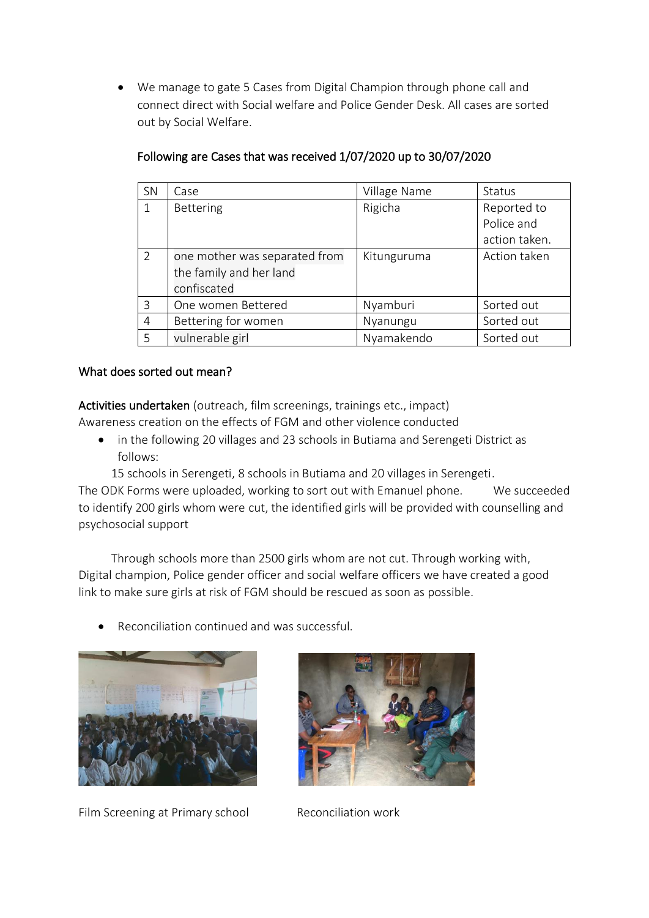- We manage to gate 5 Cases from Digital Champion through phone call and connect direct with Social welfare and Police Gender Desk. All cases are sorted out by Social Welfare.

Following are Cases that was received 1/07/2020 up to 30/07/2020

| SN | Case | Village Name | Status |
|---|---|---|---|
| 1 | Bettering | Rigicha | Reported to Police and action taken. |
| 2 | one mother was separated from the family and her land confiscated | Kitunguruma | Action taken |
| 3 | One women Bettered | Nyamburi | Sorted out |
| 4 | Bettering for women | Nyanungu | Sorted out |
| 5 | vulnerable girl | Nyamakendo | Sorted out |

What does sorted out mean?

**Activities undertaken** (outreach, film screenings, trainings etc., impact)
Awareness creation on the effects of FGM and other violence conducted

- in the following 20 villages and 23 schools in Butiama and Serengeti District as follows:

15 schools in Serengeti, 8 schools in Butiama and 20 villages in Serengeti.
The ODK Forms were uploaded, working to sort out with Emanuel phone. We succeeded to identify 200 girls whom were cut, the identified girls will be provided with counselling and psychosocial support

Through schools more than 2500 girls whom are not cut. Through working with, Digital champion, Police gender officer and social welfare officers we have created a good link to make sure girls at risk of FGM should be rescued as soon as possible.

- Reconciliation continued and was successful.

Film Screening at Primary school

Reconciliation work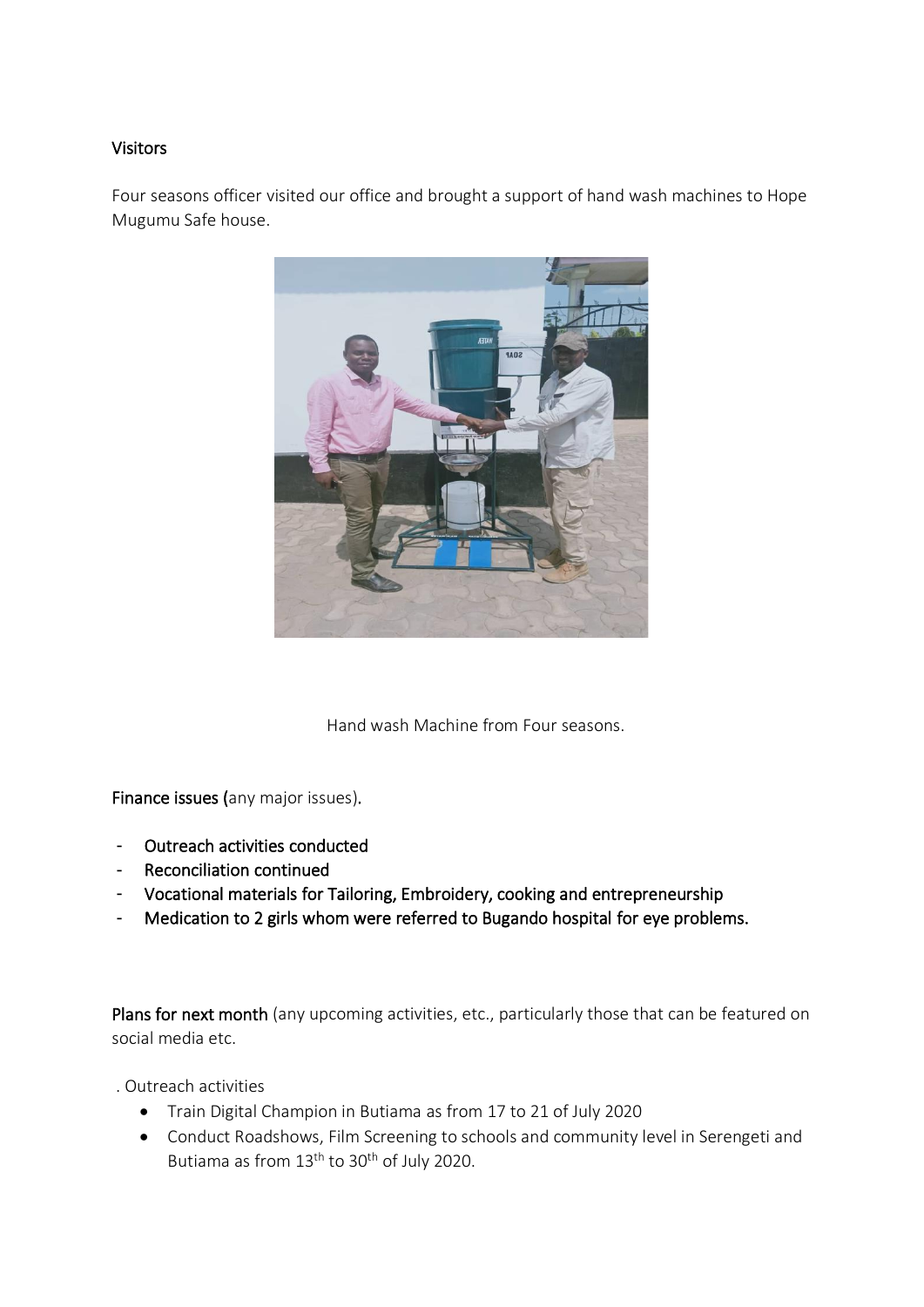Visitors

Four seasons officer visited our office and brought a support of hand wash machines to Hope Mugumu Safe house.

Hand wash Machine from Four seasons.

**Finance issues (**any major issues).

- **Outreach activities conducted**
- **Reconciliation continued**
- **Vocational materials for Tailoring, Embroidery, cooking and entrepreneurship**
- **Medication to 2 girls whom were referred to Bugando hospital for eye problems.**

**Plans for next month** (any upcoming activities, etc., particularly those that can be featured on social media etc.

. Outreach activities

- Train Digital Champion in Butiama as from 17 to 21 of July 2020
- Conduct Roadshows, Film Screening to schools and community level in Serengeti and Butiama as from 13th to 30th of July 2020.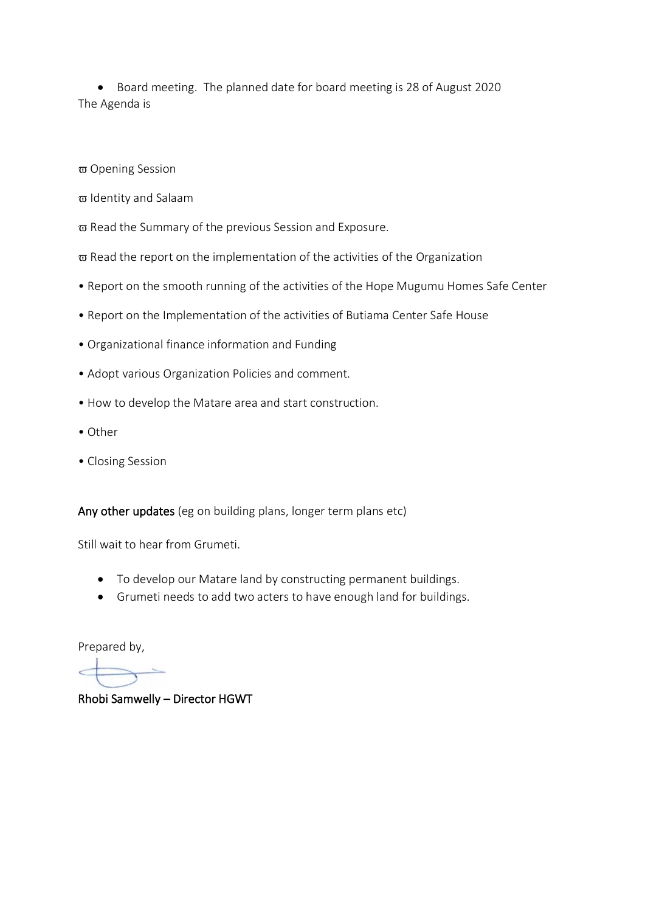- Board meeting. The planned date for board meeting is 28 of August 2020

The Agenda is

ϖ Opening Session

ϖ Identity and Salaam

ϖ Read the Summary of the previous Session and Exposure.

ϖ Read the report on the implementation of the activities of the Organization

• Report on the smooth running of the activities of the Hope Mugumu Homes Safe Center

• Report on the Implementation of the activities of Butiama Center Safe House

• Organizational finance information and Funding

• Adopt various Organization Policies and comment.

• How to develop the Matare area and start construction.

• Other

• Closing Session

**Any other updates** (eg on building plans, longer term plans etc)

Still wait to hear from Grumeti.

- To develop our Matare land by constructing permanent buildings.
- Grumeti needs to add two acters to have enough land for buildings.

Prepared by,

**Rhobi Samwelly – Director HGWT**